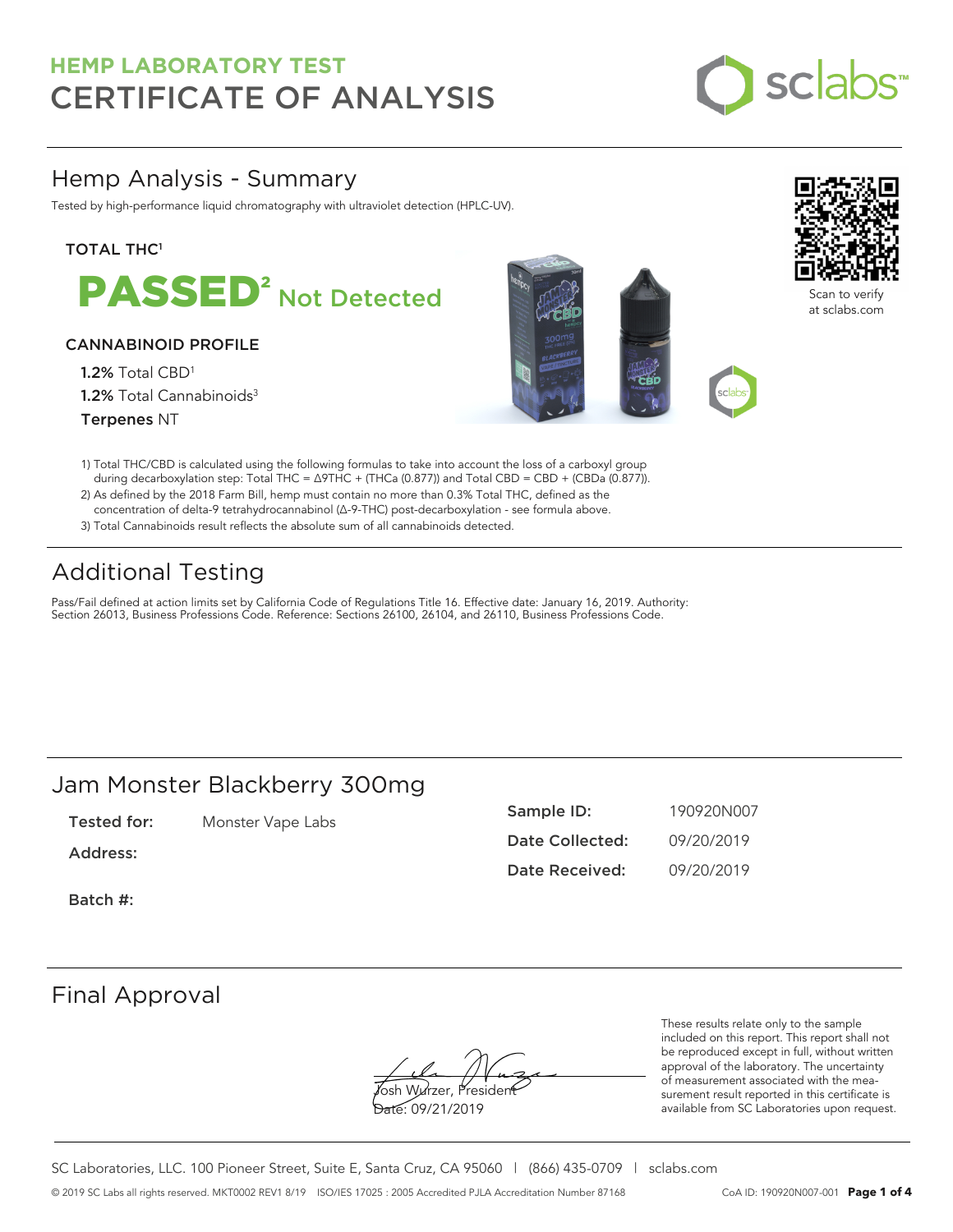# HEMP LABORATORY TEST
# CERTIFICATE OF ANALYSIS

sclabs™

## Hemp Analysis - Summary

Tested by high-performance liquid chromatography with ultraviolet detection (HPLC-UV).

Scan to verify at sclabs.com

**TOTAL THC[1]**

**PASSED[2]** Not Detected

**CANNABINOID PROFILE**

**1.2%** Total CBD[1]
**1.2%** Total Cannabinoids[3]
**Terpenes** NT

1) Total THC/CBD is calculated using the following formulas to take into account the loss of a carboxyl group during decarboxylation step: Total THC = Δ9THC + (THCa (0.877)) and Total CBD = CBD + (CBDa (0.877)).
2) As defined by the 2018 Farm Bill, hemp must contain no more than 0.3% Total THC, defined as the concentration of delta-9 tetrahydrocannabinol (Δ-9-THC) post-decarboxylation - see formula above.
3) Total Cannabinoids result reflects the absolute sum of all cannabinoids detected.

## Additional Testing

Pass/Fail defined at action limits set by California Code of Regulations Title 16. Effective date: January 16, 2019. Authority: Section 26013, Business Professions Code. Reference: Sections 26100, 26104, and 26110, Business Professions Code.

## Jam Monster Blackberry 300mg

**Tested for:** Monster Vape Labs

**Address:**

**Batch #:**

**Sample ID:** 190920N007

**Date Collected:** 09/20/2019

**Date Received:** 09/20/2019

## Final Approval

Josh Wurzer, President
Date: 09/21/2019

These results relate only to the sample included on this report. This report shall not be reproduced except in full, without written approval of the laboratory. The uncertainty of measurement associated with the measurement result reported in this certificate is available from SC Laboratories upon request.

SC Laboratories, LLC. 100 Pioneer Street, Suite E, Santa Cruz, CA 95060 | (866) 435-0709 | sclabs.com

© 2019 SC Labs all rights reserved. MKT0002 REV1 8/19 ISO/IES 17025 : 2005 Accredited PJLA Accreditation Number 87168

CoA ID: 190920N007-001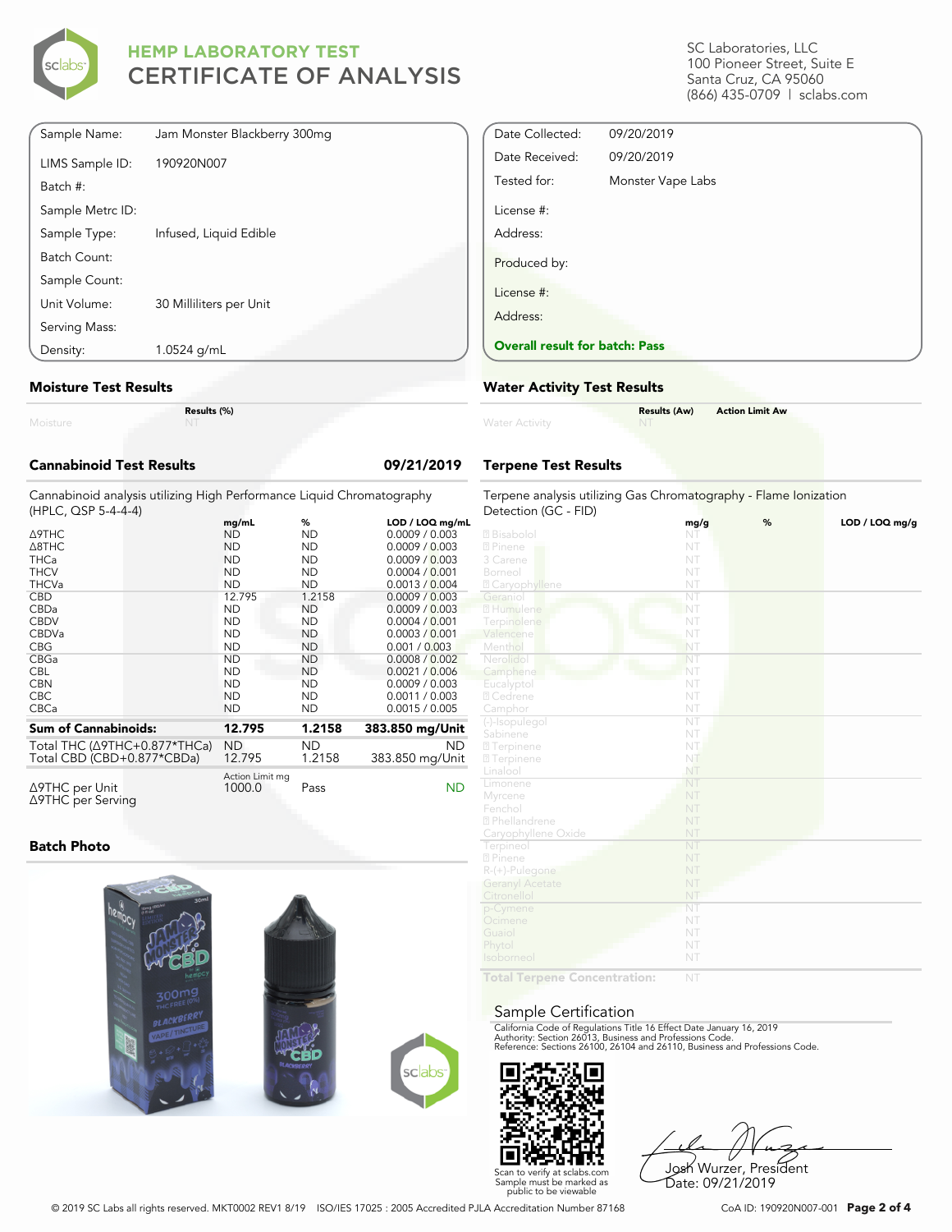# HEMP LABORATORY TEST
# CERTIFICATE OF ANALYSIS

SC Laboratories, LLC
100 Pioneer Street, Suite E
Santa Cruz, CA 95060
(866) 435-0709 | sclabs.com

| | |
|---|---|
| Sample Name: | Jam Monster Blackberry 300mg |
| LIMS Sample ID: | 190920N007 |
| Batch #: | |
| Sample Metrc ID: | |
| Sample Type: | Infused, Liquid Edible |
| Batch Count: | |
| Sample Count: | |
| Unit Volume: | 30 Milliliters per Unit |
| Serving Mass: | |
| Density: | 1.0524 g/mL |

| | |
|---|---|
| Date Collected: | 09/20/2019 |
| Date Received: | 09/20/2019 |
| Tested for: | Monster Vape Labs |
| License #: | |
| Address: | |
| Produced by: | |
| License #: | |
| Address: | |

**Overall result for batch: Pass**

## Moisture Test Results

| | Results (%) |
|---|---|
| Moisture | NT |

## Water Activity Test Results

| | Results (Aw) | Action Limit Aw |
|---|---|---|
| Water Activity | NT | |

## Cannabinoid Test Results — 09/21/2019

Cannabinoid analysis utilizing High Performance Liquid Chromatography (HPLC, QSP 5-4-4-4)

| | mg/mL | % | LOD / LOQ mg/mL |
|---|---|---|---|
| Δ9THC | ND | ND | 0.0009 / 0.003 |
| Δ8THC | ND | ND | 0.0009 / 0.003 |
| THCa | ND | ND | 0.0009 / 0.003 |
| THCV | ND | ND | 0.0004 / 0.001 |
| THCVa | ND | ND | 0.0013 / 0.004 |
| CBD | 12.795 | 1.2158 | 0.0009 / 0.003 |
| CBDa | ND | ND | 0.0009 / 0.003 |
| CBDV | ND | ND | 0.0004 / 0.001 |
| CBDVa | ND | ND | 0.0003 / 0.001 |
| CBG | ND | ND | 0.001 / 0.003 |
| CBGa | ND | ND | 0.0008 / 0.002 |
| CBL | ND | ND | 0.0021 / 0.006 |
| CBN | ND | ND | 0.0009 / 0.003 |
| CBC | ND | ND | 0.0011 / 0.003 |
| CBCa | ND | ND | 0.0015 / 0.005 |
| **Sum of Cannabinoids:** | **12.795** | **1.2158** | **383.850 mg/Unit** |
| Total THC (Δ9THC+0.877*THCa) | ND | ND | ND |
| Total CBD (CBD+0.877*CBDa) | 12.795 | 1.2158 | 383.850 mg/Unit |

| | Action Limit mg | | |
|---|---|---|---|
| Δ9THC per Unit | 1000.0 | Pass | ND |
| Δ9THC per Serving | | | |

## Terpene Test Results

Terpene analysis utilizing Gas Chromatography - Flame Ionization Detection (GC - FID)

| | mg/g | % | LOD / LOQ mg/g |
|---|---|---|---|
| Bisabolol | NT | | |
| Pinene | NT | | |
| 3 Carene | NT | | |
| Borneol | NT | | |
| Caryophyllene | NT | | |
| Geraniol | NT | | |
| Humulene | NT | | |
| Terpinolene | NT | | |
| Valencene | NT | | |
| Menthol | NT | | |
| Nerolidol | NT | | |
| Camphene | NT | | |
| Eucalyptol | NT | | |
| Cedrene | NT | | |
| Camphor | NT | | |
| (-)-Isopulegol | NT | | |
| Sabinene | NT | | |
| Terpinene | NT | | |
| Terpinene | NT | | |
| Linalool | NT | | |
| Limonene | NT | | |
| Myrcene | NT | | |
| Fenchol | NT | | |
| Phellandrene | NT | | |
| Caryophyllene Oxide | NT | | |
| Terpineol | NT | | |
| Pinene | NT | | |
| R-(+)-Pulegone | NT | | |
| Geranyl Acetate | NT | | |
| Citronellol | NT | | |
| p-Cymene | NT | | |
| Ocimene | NT | | |
| Guaiol | NT | | |
| Phytol | NT | | |
| Isoborneol | NT | | |
| **Total Terpene Concentration:** | NT | | |

## Batch Photo

## Sample Certification

California Code of Regulations Title 16 Effect Date January 16, 2019
Authority: Section 26013, Business and Professions Code.
Reference: Sections 26100, 26104 and 26110, Business and Professions Code.

Scan to verify at sclabs.com
Sample must be marked as public to be viewable

Josh Wurzer, President
Date: 09/21/2019

© 2019 SC Labs all rights reserved. MKT0002 REV1 8/19 ISO/IES 17025 : 2005 Accredited PJLA Accreditation Number 87168

CoA ID: 190920N007-001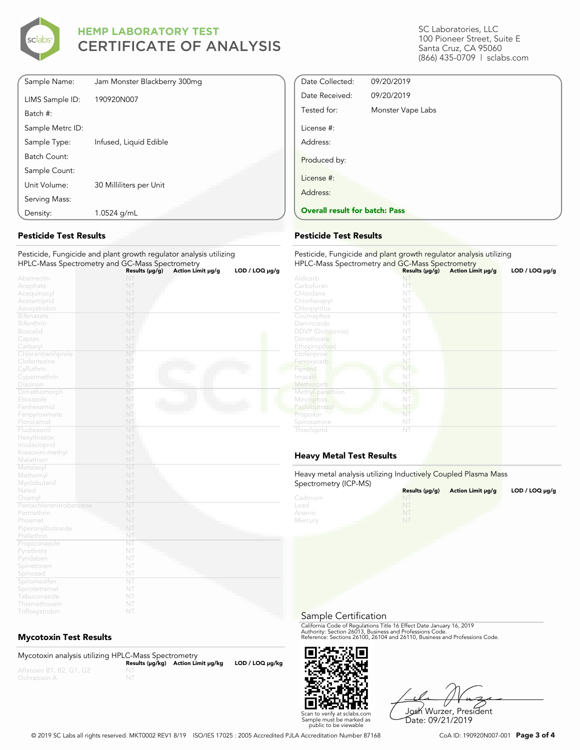# HEMP LABORATORY TEST
# CERTIFICATE OF ANALYSIS

SC Laboratories, LLC
100 Pioneer Street, Suite E
Santa Cruz, CA 95060
(866) 435-0709 | sclabs.com

| | |
|---|---|
| Sample Name: | Jam Monster Blackberry 300mg |
| LIMS Sample ID: | 190920N007 |
| Batch #: | |
| Sample Metrc ID: | |
| Sample Type: | Infused, Liquid Edible |
| Batch Count: | |
| Sample Count: | |
| Unit Volume: | 30 Milliliters per Unit |
| Serving Mass: | |
| Density: | 1.0524 g/mL |

| | |
|---|---|
| Date Collected: | 09/20/2019 |
| Date Received: | 09/20/2019 |
| Tested for: | Monster Vape Labs |
| License #: | |
| Address: | |
| Produced by: | |
| License #: | |
| Address: | |

**Overall result for batch: Pass**

## Pesticide Test Results

Pesticide, Fungicide and plant growth regulator analysis utilizing HPLC-Mass Spectrometry and GC-Mass Spectrometry

| | Results (μg/g) | Action Limit μg/g | LOD / LOQ μg/g |
|---|---|---|---|
| Abamectin | NT | | |
| Acephate | NT | | |
| Acequinocyl | NT | | |
| Acetamiprid | NT | | |
| Azoxystrobin | NT | | |
| Bifenazate | NT | | |
| Bifenthrin | NT | | |
| Boscalid | NT | | |
| Captan | NT | | |
| Carbaryl | NT | | |
| Chlorantraniliprole | NT | | |
| Clofentezine | NT | | |
| Cyfluthrin | NT | | |
| Cypermethrin | NT | | |
| Diazinon | NT | | |
| Dimethomorph | NT | | |
| Etoxazole | NT | | |
| Fenhexamid | NT | | |
| Fenpyroximate | NT | | |
| Flonicamid | NT | | |
| Fludioxonil | NT | | |
| Hexythiazox | NT | | |
| Imidacloprid | NT | | |
| Kresoxim-methyl | NT | | |
| Malathion | NT | | |
| Metalaxyl | NT | | |
| Methomyl | NT | | |
| Myclobutanil | NT | | |
| Naled | NT | | |
| Oxamyl | NT | | |
| Pentachloronitrobenzene | NT | | |
| Permethrin | NT | | |
| Phosmet | NT | | |
| Piperonylbutoxide | NT | | |
| Prallethrin | NT | | |
| Propiconazole | NT | | |
| Pyrethrins | NT | | |
| Pyridaben | NT | | |
| Spinetoram | NT | | |
| Spinosad | NT | | |
| Spiromesifen | NT | | |
| Spirotetramat | NT | | |
| Tebuconazole | NT | | |
| Thiamethoxam | NT | | |
| Trifloxystrobin | NT | | |

## Pesticide Test Results

Pesticide, Fungicide and plant growth regulator analysis utilizing HPLC-Mass Spectrometry and GC-Mass Spectrometry

| | Results (μg/g) | Action Limit μg/g | LOD / LOQ μg/g |
|---|---|---|---|
| Aldicarb | NT | | |
| Carbofuran | NT | | |
| Chlordane | NT | | |
| Chlorfenapyr | NT | | |
| Chlorpyrifos | NT | | |
| Coumaphos | NT | | |
| Daminozide | NT | | |
| DDVP (Dichlorvos) | NT | | |
| Dimethoate | NT | | |
| Ethoprop(hos) | NT | | |
| Etofenprox | NT | | |
| Fenoxycarb | NT | | |
| Fipronil | NT | | |
| Imazalil | NT | | |
| Methiocarb | NT | | |
| Methyl parathion | NT | | |
| Mevinphos | NT | | |
| Paclobutrazol | NT | | |
| Propoxur | NT | | |
| Spiroxamine | NT | | |
| Thiacloprid | NT | | |

## Heavy Metal Test Results

Heavy metal analysis utilizing Inductively Coupled Plasma Mass Spectrometry (ICP-MS)

| | Results (μg/g) | Action Limit μg/g | LOD / LOQ μg/g |
|---|---|---|---|
| Cadmium | NT | | |
| Lead | NT | | |
| Arsenic | NT | | |
| Mercury | NT | | |

## Mycotoxin Test Results

Mycotoxin analysis utilizing HPLC-Mass Spectrometry

| | Results (μg/kg) | Action Limit μg/kg | LOD / LOQ μg/kg |
|---|---|---|---|
| Aflatoxin B1, B2, G1, G2 | NT | | |
| Ochratoxin A | NT | | |

## Sample Certification

California Code of Regulations Title 16 Effect Date January 16, 2019
Authority: Section 26013, Business and Professions Code.
Reference: Sections 26100, 26104 and 26110, Business and Professions Code.

Scan to verify at sclabs.com
Sample must be marked as public to be viewable

Josh Wurzer, President
Date: 09/21/2019

© 2019 SC Labs all rights reserved. MKT0002 REV1 8/19 ISO/IES 17025 : 2005 Accredited PJLA Accreditation Number 87168

CoA ID: 190920N007-001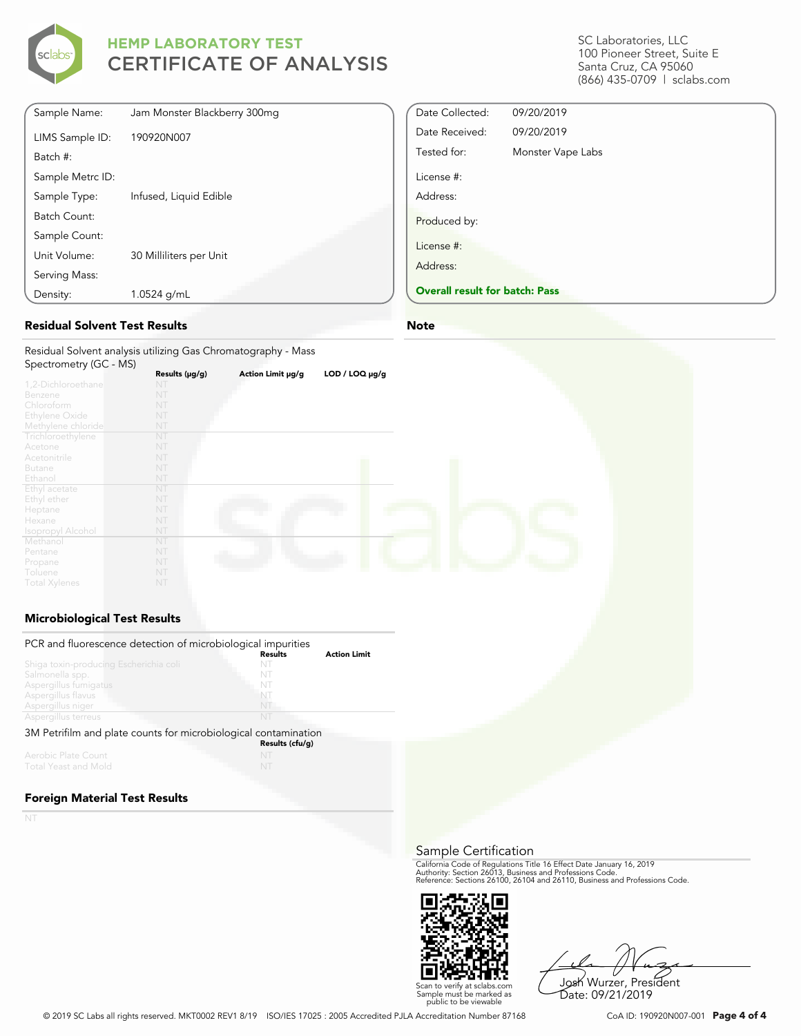# HEMP LABORATORY TEST
# CERTIFICATE OF ANALYSIS

SC Laboratories, LLC
100 Pioneer Street, Suite E
Santa Cruz, CA 95060
(866) 435-0709 | sclabs.com

| | |
|---|---|
| Sample Name: | Jam Monster Blackberry 300mg |
| LIMS Sample ID: | 190920N007 |
| Batch #: | |
| Sample Metrc ID: | |
| Sample Type: | Infused, Liquid Edible |
| Batch Count: | |
| Sample Count: | |
| Unit Volume: | 30 Milliliters per Unit |
| Serving Mass: | |
| Density: | 1.0524 g/mL |

| | |
|---|---|
| Date Collected: | 09/20/2019 |
| Date Received: | 09/20/2019 |
| Tested for: | Monster Vape Labs |
| License #: | |
| Address: | |
| Produced by: | |
| License #: | |
| Address: | |

**Overall result for batch: Pass**

## Residual Solvent Test Results

Residual Solvent analysis utilizing Gas Chromatography - Mass Spectrometry (GC - MS)

| | Results (µg/g) | Action Limit µg/g | LOD / LOQ µg/g |
|---|---|---|---|
| 1,2-Dichloroethane | NT | | |
| Benzene | NT | | |
| Chloroform | NT | | |
| Ethylene Oxide | NT | | |
| Methylene chloride | NT | | |
| Trichloroethylene | NT | | |
| Acetone | NT | | |
| Acetonitrile | NT | | |
| Butane | NT | | |
| Ethanol | NT | | |
| Ethyl acetate | NT | | |
| Ethyl ether | NT | | |
| Heptane | NT | | |
| Hexane | NT | | |
| Isopropyl Alcohol | NT | | |
| Methanol | NT | | |
| Pentane | NT | | |
| Propane | NT | | |
| Toluene | NT | | |
| Total Xylenes | NT | | |

## Note

## Microbiological Test Results

PCR and fluorescence detection of microbiological impurities

| | Results | Action Limit |
|---|---|---|
| Shiga toxin-producing Escherichia coli | NT | |
| Salmonella spp. | NT | |
| Aspergillus fumigatus | NT | |
| Aspergillus flavus | NT | |
| Aspergillus niger | NT | |
| Aspergillus terreus | NT | |

3M Petrifilm and plate counts for microbiological contamination

| | Results (cfu/g) |
|---|---|
| Aerobic Plate Count | NT |
| Total Yeast and Mold | NT |

## Foreign Material Test Results

NT

## Sample Certification

California Code of Regulations Title 16 Effect Date January 16, 2019
Authority: Section 26013, Business and Professions Code.
Reference: Sections 26100, 26104 and 26110, Business and Professions Code.

Scan to verify at sclabs.com
Sample must be marked as public to be viewable

Josh Wurzer, President
Date: 09/21/2019

© 2019 SC Labs all rights reserved. MKT0002 REV1 8/19 ISO/IES 17025 : 2005 Accredited PJLA Accreditation Number 87168

CoA ID: 190920N007-001